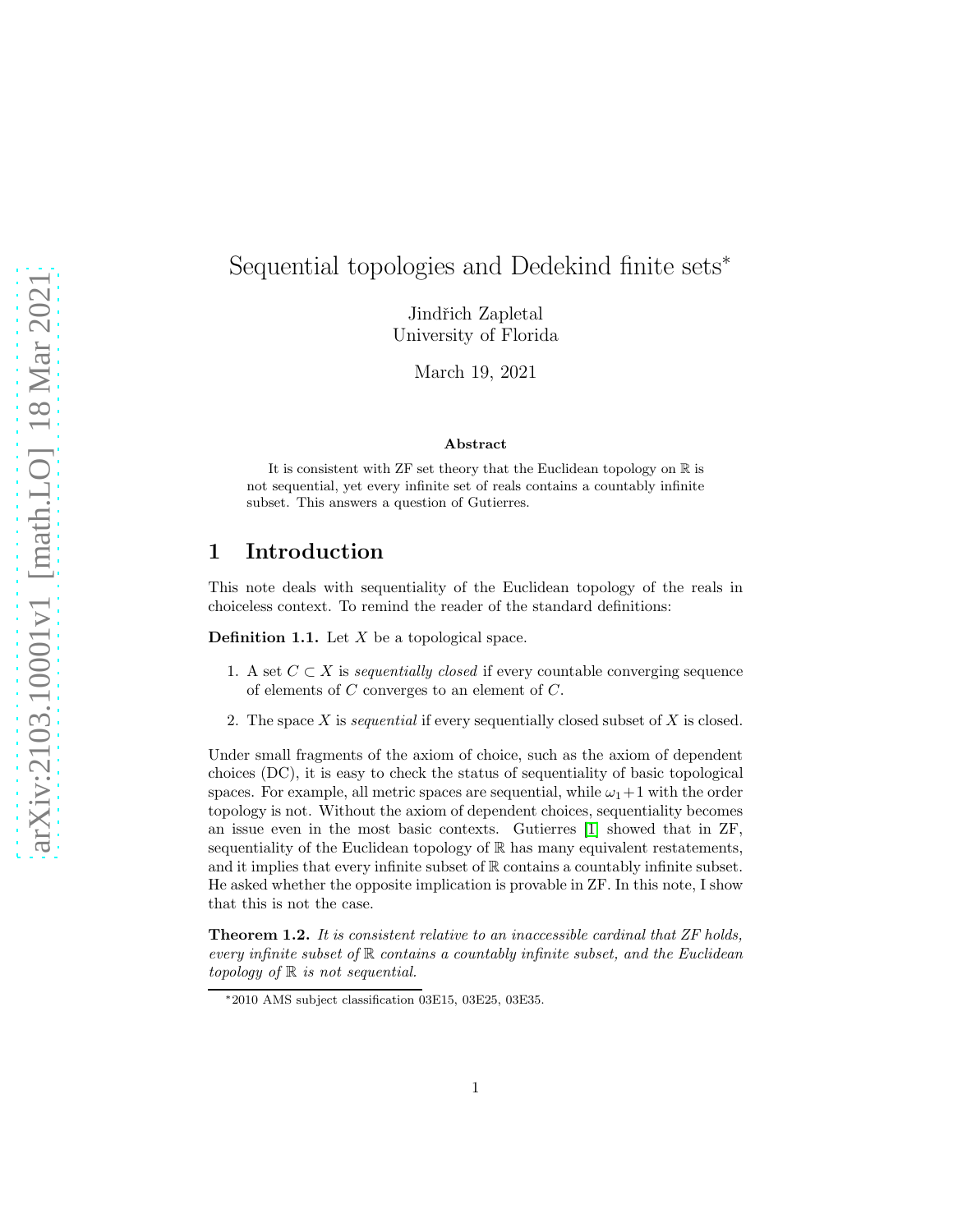# Sequential topologies and Dedekind finite sets*

Jindřich Zapletal
University of Florida

March 19, 2021

### Abstract

It is consistent with ZF set theory that the Euclidean topology on $\mathbb{R}$ is not sequential, yet every infinite set of reals contains a countably infinite subset. This answers a question of Gutierres.

## 1 Introduction

This note deals with sequentiality of the Euclidean topology of the reals in choiceless context. To remind the reader of the standard definitions:

**Definition 1.1.** Let $X$ be a topological space.

1. A set $C \subset X$ is *sequentially closed* if every countable converging sequence of elements of $C$ converges to an element of $C$.
2. The space $X$ is *sequential* if every sequentially closed subset of $X$ is closed.

Under small fragments of the axiom of choice, such as the axiom of dependent choices (DC), it is easy to check the status of sequentiality of basic topological spaces. For example, all metric spaces are sequential, while $\omega_1+1$ with the order topology is not. Without the axiom of dependent choices, sequentiality becomes an issue even in the most basic contexts. Gutierres [1] showed that in ZF, sequentiality of the Euclidean topology of $\mathbb{R}$ has many equivalent restatements, and it implies that every infinite subset of $\mathbb{R}$ contains a countably infinite subset. He asked whether the opposite implication is provable in ZF. In this note, I show that this is not the case.

**Theorem 1.2.** *It is consistent relative to an inaccessible cardinal that ZF holds, every infinite subset of $\mathbb{R}$ contains a countably infinite subset, and the Euclidean topology of $\mathbb{R}$ is not sequential.*

*2010 AMS subject classification 03E15, 03E25, 03E35.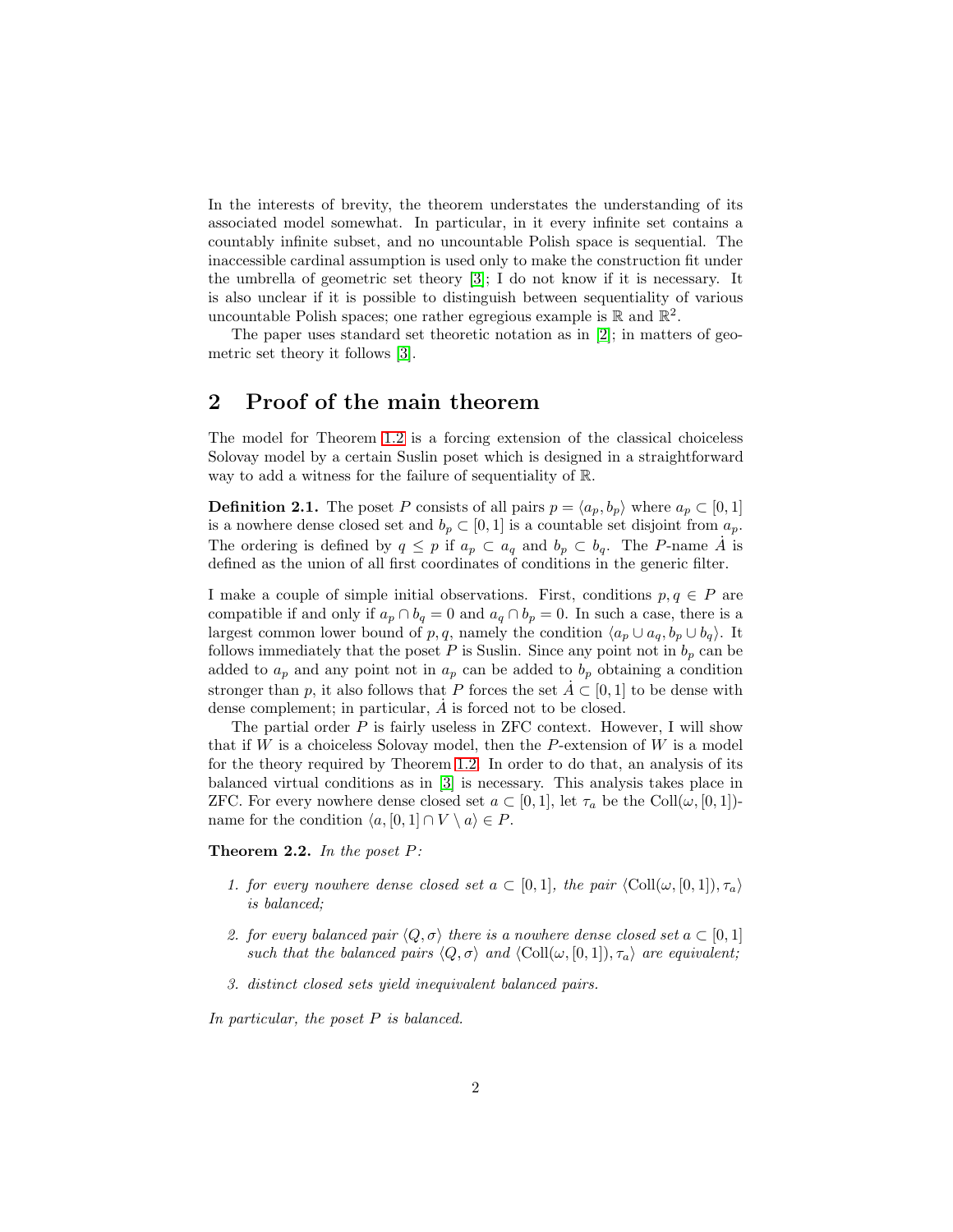In the interests of brevity, the theorem understates the understanding of its associated model somewhat. In particular, in it every infinite set contains a countably infinite subset, and no uncountable Polish space is sequential. The inaccessible cardinal assumption is used only to make the construction fit under the umbrella of geometric set theory [3]; I do not know if it is necessary. It is also unclear if it is possible to distinguish between sequentiality of various uncountable Polish spaces; one rather egregious example is $\mathbb{R}$ and $\mathbb{R}^2$.

The paper uses standard set theoretic notation as in [2]; in matters of geometric set theory it follows [3].

## 2 Proof of the main theorem

The model for Theorem 1.2 is a forcing extension of the classical choiceless Solovay model by a certain Suslin poset which is designed in a straightforward way to add a witness for the failure of sequentiality of $\mathbb{R}$.

**Definition 2.1.** The poset $P$ consists of all pairs $p = \langle a_p, b_p \rangle$ where $a_p \subset [0,1]$ is a nowhere dense closed set and $b_p \subset [0,1]$ is a countable set disjoint from $a_p$. The ordering is defined by $q \leq p$ if $a_p \subset a_q$ and $b_p \subset b_q$. The $P$-name $\dot{A}$ is defined as the union of all first coordinates of conditions in the generic filter.

I make a couple of simple initial observations. First, conditions $p, q \in P$ are compatible if and only if $a_p \cap b_q = 0$ and $a_q \cap b_p = 0$. In such a case, there is a largest common lower bound of $p, q$, namely the condition $\langle a_p \cup a_q, b_p \cup b_q \rangle$. It follows immediately that the poset $P$ is Suslin. Since any point not in $b_p$ can be added to $a_p$ and any point not in $a_p$ can be added to $b_p$ obtaining a condition stronger than $p$, it also follows that $P$ forces the set $\dot{A} \subset [0,1]$ to be dense with dense complement; in particular, $\dot{A}$ is forced not to be closed.

The partial order $P$ is fairly useless in ZFC context. However, I will show that if $W$ is a choiceless Solovay model, then the $P$-extension of $W$ is a model for the theory required by Theorem 1.2. In order to do that, an analysis of its balanced virtual conditions as in [3] is necessary. This analysis takes place in ZFC. For every nowhere dense closed set $a \subset [0,1]$, let $\tau_a$ be the $\text{Coll}(\omega, [0,1])$-name for the condition $\langle a, [0,1] \cap V \setminus a \rangle \in P$.

**Theorem 2.2.** *In the poset $P$:*

1. *for every nowhere dense closed set $a \subset [0,1]$, the pair $\langle \text{Coll}(\omega, [0,1]), \tau_a \rangle$ is balanced;*
2. *for every balanced pair $\langle Q, \sigma \rangle$ there is a nowhere dense closed set $a \subset [0,1]$ such that the balanced pairs $\langle Q, \sigma \rangle$ and $\langle \text{Coll}(\omega, [0,1]), \tau_a \rangle$ are equivalent;*
3. *distinct closed sets yield inequivalent balanced pairs.*

*In particular, the poset $P$ is balanced.*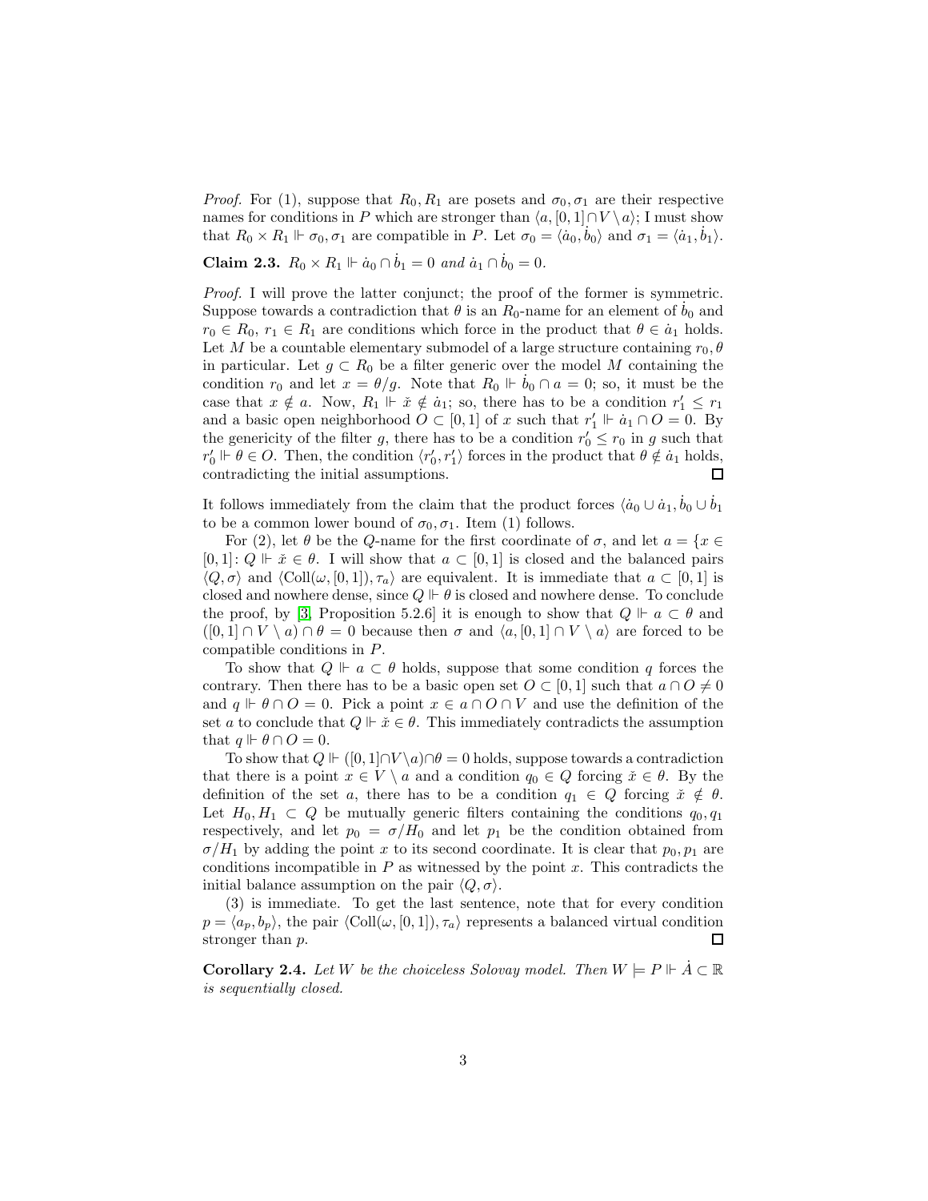*Proof.* For (1), suppose that $R_0, R_1$ are posets and $\sigma_0, \sigma_1$ are their respective names for conditions in $P$ which are stronger than $\langle a, [0,1] \cap V \setminus a \rangle$; I must show that $R_0 \times R_1 \Vdash \sigma_0, \sigma_1$ are compatible in $P$. Let $\sigma_0 = \langle \dot{a}_0, \dot{b}_0 \rangle$ and $\sigma_1 = \langle \dot{a}_1, \dot{b}_1 \rangle$.

**Claim 2.3.** *$R_0 \times R_1 \Vdash \dot{a}_0 \cap \dot{b}_1 = 0$ and $\dot{a}_1 \cap \dot{b}_0 = 0$.*

*Proof.* I will prove the latter conjunct; the proof of the former is symmetric. Suppose towards a contradiction that $\theta$ is an $R_0$-name for an element of $\dot{b}_0$ and $r_0 \in R_0$, $r_1 \in R_1$ are conditions which force in the product that $\theta \in \dot{a}_1$ holds. Let $M$ be a countable elementary submodel of a large structure containing $r_0, \theta$ in particular. Let $g \subset R_0$ be a filter generic over the model $M$ containing the condition $r_0$ and let $x = \theta/g$. Note that $R_0 \Vdash \dot{b}_0 \cap a = 0$; so, it must be the case that $x \notin a$. Now, $R_1 \Vdash \check{x} \notin \dot{a}_1$; so, there has to be a condition $r_1' \leq r_1$ and a basic open neighborhood $O \subset [0,1]$ of $x$ such that $r_1' \Vdash \dot{a}_1 \cap O = 0$. By the genericity of the filter $g$, there has to be a condition $r_0' \leq r_0$ in $g$ such that $r_0' \Vdash \theta \in O$. Then, the condition $\langle r_0', r_1' \rangle$ forces in the product that $\theta \notin \dot{a}_1$ holds, contradicting the initial assumptions. $\square$

It follows immediately from the claim that the product forces $\langle \dot{a}_0 \cup \dot{a}_1, \dot{b}_0 \cup \dot{b}_1$ to be a common lower bound of $\sigma_0, \sigma_1$. Item (1) follows.

For (2), let $\theta$ be the $Q$-name for the first coordinate of $\sigma$, and let $a = \{x \in [0,1] : Q \Vdash \check{x} \in \theta$. I will show that $a \subset [0,1]$ is closed and the balanced pairs $\langle Q, \sigma \rangle$ and $\langle \text{Coll}(\omega, [0,1]), \tau_a \rangle$ are equivalent. It is immediate that $a \subset [0,1]$ is closed and nowhere dense, since $Q \Vdash \theta$ is closed and nowhere dense. To conclude the proof, by [3, Proposition 5.2.6] it is enough to show that $Q \Vdash a \subset \theta$ and $([0,1] \cap V \setminus a) \cap \theta = 0$ because then $\sigma$ and $\langle a, [0,1] \cap V \setminus a \rangle$ are forced to be compatible conditions in $P$.

To show that $Q \Vdash a \subset \theta$ holds, suppose that some condition $q$ forces the contrary. Then there has to be a basic open set $O \subset [0,1]$ such that $a \cap O \neq 0$ and $q \Vdash \theta \cap O = 0$. Pick a point $x \in a \cap O \cap V$ and use the definition of the set $a$ to conclude that $Q \Vdash \check{x} \in \theta$. This immediately contradicts the assumption that $q \Vdash \theta \cap O = 0$.

To show that $Q \Vdash ([0,1] \cap V \setminus a) \cap \theta = 0$ holds, suppose towards a contradiction that there is a point $x \in V \setminus a$ and a condition $q_0 \in Q$ forcing $\check{x} \in \theta$. By the definition of the set $a$, there has to be a condition $q_1 \in Q$ forcing $\check{x} \notin \theta$. Let $H_0, H_1 \subset Q$ be mutually generic filters containing the conditions $q_0, q_1$ respectively, and let $p_0 = \sigma/H_0$ and let $p_1$ be the condition obtained from $\sigma/H_1$ by adding the point $x$ to its second coordinate. It is clear that $p_0, p_1$ are conditions incompatible in $P$ as witnessed by the point $x$. This contradicts the initial balance assumption on the pair $\langle Q, \sigma \rangle$.

(3) is immediate. To get the last sentence, note that for every condition $p = \langle a_p, b_p \rangle$, the pair $\langle \text{Coll}(\omega, [0,1]), \tau_a \rangle$ represents a balanced virtual condition stronger than $p$. $\square$

**Corollary 2.4.** *Let $W$ be the choiceless Solovay model. Then $W \models P \Vdash \dot{A} \subset \mathbb{R}$ is sequentially closed.*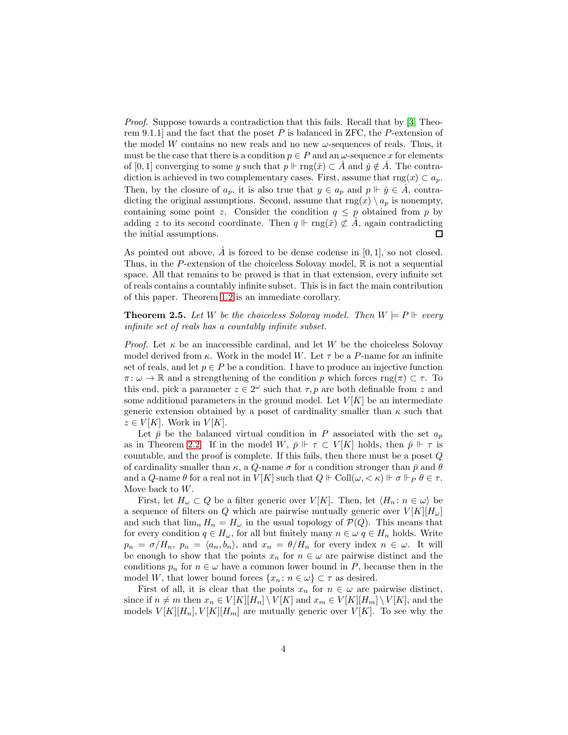*Proof.* Suppose towards a contradiction that this fails. Recall that by [3, Theorem 9.1.1] and the fact that the poset $P$ is balanced in ZFC, the $P$-extension of the model $W$ contains no new reals and no new $\omega$-sequences of reals. Thus, it must be the case that there is a condition $p \in P$ and an $\omega$-sequence $x$ for elements of $[0,1]$ converging to some $y$ such that $p \Vdash \operatorname{rng}(\check{x}) \subset \dot{A}$ and $\check{y} \notin \dot{A}$. The contradiction is achieved in two complementary cases. First, assume that $\operatorname{rng}(x) \subset a_p$. Then, by the closure of $a_p$, it is also true that $y \in a_p$ and $p \Vdash \check{y} \in \dot{A}$, contradicting the original assumptions. Second, assume that $\operatorname{rng}(x) \setminus a_p$ is nonempty, containing some point $z$. Consider the condition $q \leq p$ obtained from $p$ by adding $z$ to its second coordinate. Then $q \Vdash \operatorname{rng}(\check{x}) \not\subset \dot{A}$, again contradicting the initial assumptions. □

As pointed out above, $\dot{A}$ is forced to be dense codense in $[0,1]$, so not closed. Thus, in the $P$-extension of the choiceless Solovay model, $\mathbb{R}$ is not a sequential space. All that remains to be proved is that in that extension, every infinite set of reals contains a countably infinite subset. This is in fact the main contribution of this paper. Theorem 1.2 is an immediate corollary.

**Theorem 2.5.** *Let $W$ be the choiceless Solovay model. Then $W \models P \Vdash$ every infinite set of reals has a countably infinite subset.*

*Proof.* Let $\kappa$ be an inaccessible cardinal, and let $W$ be the choiceless Solovay model derived from $\kappa$. Work in the model $W$. Let $\tau$ be a $P$-name for an infinite set of reals, and let $p \in P$ be a condition. I have to produce an injective function $\pi \colon \omega \to \mathbb{R}$ and a strengthening of the condition $p$ which forces $\operatorname{rng}(\pi) \subset \tau$. To this end, pick a parameter $z \in 2^\omega$ such that $\tau, p$ are both definable from $z$ and some additional parameters in the ground model. Let $V[K]$ be an intermediate generic extension obtained by a poset of cardinality smaller than $\kappa$ such that $z \in V[K]$. Work in $V[K]$.

Let $\bar{p}$ be the balanced virtual condition in $P$ associated with the set $a_p$ as in Theorem 2.2. If in the model $W$, $\bar{p} \Vdash \tau \subset V[K]$ holds, then $\bar{p} \Vdash \tau$ is countable, and the proof is complete. If this fails, then there must be a poset $Q$ of cardinality smaller than $\kappa$, a $Q$-name $\sigma$ for a condition stronger than $\bar{p}$ and $\theta$ and a $Q$-name $\theta$ for a real not in $V[K]$ such that $Q \Vdash \operatorname{Coll}(\omega, <\kappa) \Vdash \sigma \Vdash_P \theta \in \tau$. Move back to $W$.

First, let $H_\omega \subset Q$ be a filter generic over $V[K]$. Then, let $\langle H_n \colon n \in \omega\rangle$ be a sequence of filters on $Q$ which are pairwise mutually generic over $V[K][H_\omega]$ and such that $\lim_n H_n = H_\omega$ in the usual topology of $\mathcal{P}(Q)$. This means that for every condition $q \in H_\omega$, for all but finitely many $n \in \omega$ $q \in H_n$ holds. Write $p_n = \sigma/H_n$, $p_n = \langle a_n, b_n\rangle$, and $x_n = \theta/H_n$ for every index $n \in \omega$. It will be enough to show that the points $x_n$ for $n \in \omega$ are pairwise distinct and the conditions $p_n$ for $n \in \omega$ have a common lower bound in $P$, because then in the model $W$, that lower bound forces $\{x_n \colon n \in \omega\} \subset \tau$ as desired.

First of all, it is clear that the points $x_n$ for $n \in \omega$ are pairwise distinct, since if $n \neq m$ then $x_n \in V[K][H_n] \setminus V[K]$ and $x_m \in V[K][H_m] \setminus V[K]$, and the models $V[K][H_n], V[K][H_m]$ are mutually generic over $V[K]$. To see why the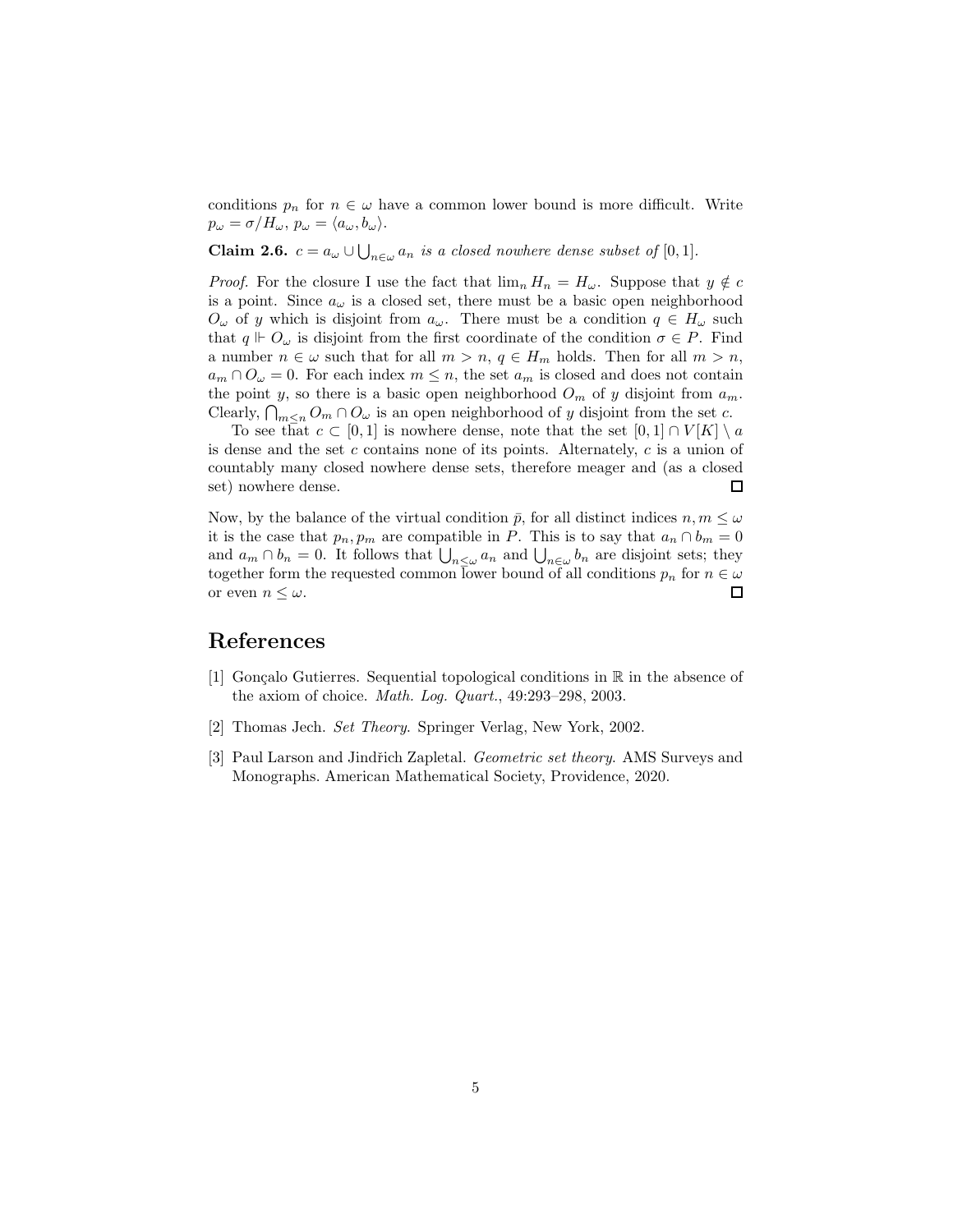conditions $p_n$ for $n \in \omega$ have a common lower bound is more difficult. Write $p_\omega = \sigma/H_\omega$, $p_\omega = \langle a_\omega, b_\omega \rangle$.

**Claim 2.6.** *$c = a_\omega \cup \bigcup_{n\in\omega} a_n$ is a closed nowhere dense subset of $[0, 1]$.*

*Proof.* For the closure I use the fact that $\lim_n H_n = H_\omega$. Suppose that $y \notin c$ is a point. Since $a_\omega$ is a closed set, there must be a basic open neighborhood $O_\omega$ of $y$ which is disjoint from $a_\omega$. There must be a condition $q \in H_\omega$ such that $q \Vdash O_\omega$ is disjoint from the first coordinate of the condition $\sigma \in P$. Find a number $n \in \omega$ such that for all $m > n$, $q \in H_m$ holds. Then for all $m > n$, $a_m \cap O_\omega = 0$. For each index $m \leq n$, the set $a_m$ is closed and does not contain the point $y$, so there is a basic open neighborhood $O_m$ of $y$ disjoint from $a_m$. Clearly, $\bigcap_{m\leq n} O_m \cap O_\omega$ is an open neighborhood of $y$ disjoint from the set $c$.

To see that $c \subset [0, 1]$ is nowhere dense, note that the set $[0, 1] \cap V[K] \setminus a$ is dense and the set $c$ contains none of its points. Alternately, $c$ is a union of countably many closed nowhere dense sets, therefore meager and (as a closed set) nowhere dense. □

Now, by the balance of the virtual condition $\bar{p}$, for all distinct indices $n, m \leq \omega$ it is the case that $p_n, p_m$ are compatible in $P$. This is to say that $a_n \cap b_m = 0$ and $a_m \cap b_n = 0$. It follows that $\bigcup_{n\leq\omega} a_n$ and $\bigcup_{n\in\omega} b_n$ are disjoint sets; they together form the requested common lower bound of all conditions $p_n$ for $n \in \omega$ or even $n \leq \omega$. □

## References

[1] Gonçalo Gutierres. Sequential topological conditions in $\mathbb{R}$ in the absence of the axiom of choice. *Math. Log. Quart.*, 49:293–298, 2003.

[2] Thomas Jech. *Set Theory*. Springer Verlag, New York, 2002.

[3] Paul Larson and Jindřich Zapletal. *Geometric set theory*. AMS Surveys and Monographs. American Mathematical Society, Providence, 2020.